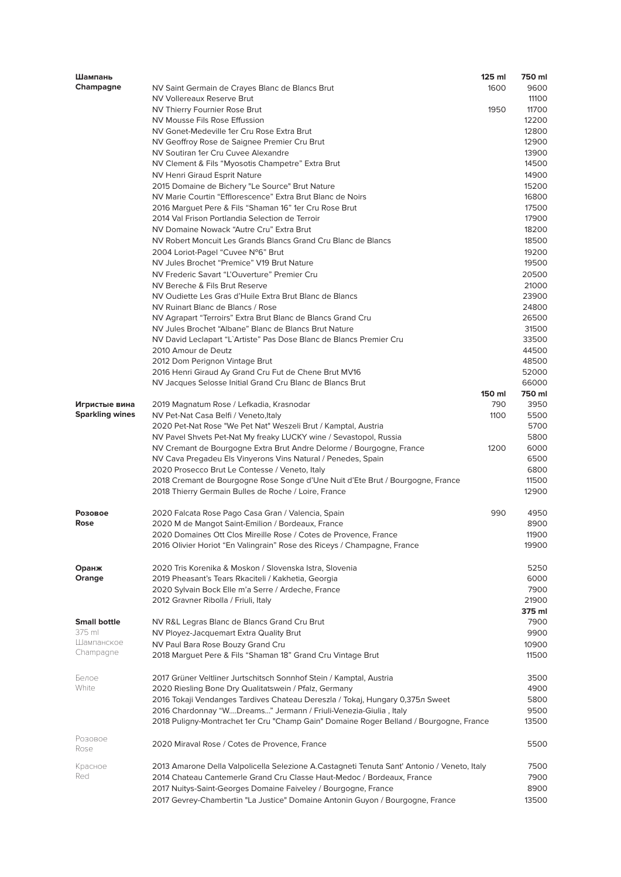| Шампань Champagne | | 125 ml | 750 ml |
|---|---|---|---|
| | NV Saint Germain de Crayes Blanc de Blancs Brut | 1600 | 9600 |
| | NV Vollereaux Reserve Brut | | 11100 |
| | NV Thierry Fournier Rose Brut | 1950 | 11700 |
| | NV Mousse Fils Rose Effussion | | 12200 |
| | NV Gonet-Medeville 1er Cru Rose Extra Brut | | 12800 |
| | NV Geoffroy Rose de Saignee Premier Cru Brut | | 12900 |
| | NV Soutiran 1er Cru Cuvee Alexandre | | 13900 |
| | NV Clement & Fils "Myosotis Champetre" Extra Brut | | 14500 |
| | NV Henri Giraud Esprit Nature | | 14900 |
| | 2015 Domaine de Bichery "Le Source" Brut Nature | | 15200 |
| | NV Marie Courtin "Efflorescence" Extra Brut Blanc de Noirs | | 16800 |
| | 2016 Marguet Pere & Fils "Shaman 16" 1er Cru Rose Brut | | 17500 |
| | 2014 Val Frison Portlandia Selection de Terroir | | 17900 |
| | NV Domaine Nowack "Autre Cru" Extra Brut | | 18200 |
| | NV Robert Moncuit Les Grands Blancs Grand Cru Blanc de Blancs | | 18500 |
| | 2004 Loriot-Pagel "Cuvee N°6" Brut | | 19200 |
| | NV Jules Brochet "Premice" V19 Brut Nature | | 19500 |
| | NV Frederic Savart "L'Ouverture" Premier Cru | | 20500 |
| | NV Bereche & Fils Brut Reserve | | 21000 |
| | NV Oudiette Les Gras d'Huile Extra Brut Blanc de Blancs | | 23900 |
| | NV Ruinart Blanc de Blancs / Rose | | 24800 |
| | NV Agrapart "Terroirs" Extra Brut Blanc de Blancs Grand Cru | | 26500 |
| | NV Jules Brochet "Albane" Blanc de Blancs Brut Nature | | 31500 |
| | NV David Leclapart "L`Artiste" Pas Dose Blanc de Blancs Premier Cru | | 33500 |
| | 2010 Amour de Deutz | | 44500 |
| | 2012 Dom Perignon Vintage Brut | | 48500 |
| | 2016 Henri Giraud Ay Grand Cru Fut de Chene Brut MV16 | | 52000 |
| | NV Jacques Selosse Initial Grand Cru Blanc de Blancs Brut | | 66000 |

| Игристые вина Sparkling wines | | 150 ml | 750 ml |
|---|---|---|---|
| | 2019 Magnatum Rose / Lefkadia, Krasnodar | 790 | 3950 |
| | NV Pet-Nat Casa Belfi / Veneto,Italy | 1100 | 5500 |
| | 2020 Pet-Nat Rose "We Pet Nat" Weszeli Brut / Kamptal, Austria | | 5700 |
| | NV Pavel Shvets Pet-Nat My freaky LUCKY wine / Sevastopol, Russia | | 5800 |
| | NV Cremant de Bourgogne Extra Brut Andre Delorme / Bourgogne, France | 1200 | 6000 |
| | NV Cava Pregadeu Els Vinyerons Vins Natural / Penedes, Spain | | 6500 |
| | 2020 Prosecco Brut Le Contesse / Veneto, Italy | | 6800 |
| | 2018 Cremant de Bourgogne Rose Songe d'Une Nuit d'Ete Brut / Bourgogne, France | | 11500 |
| | 2018 Thierry Germain Bulles de Roche / Loire, France | | 12900 |

| Розовое Rose | | 150 ml | 750 ml |
|---|---|---|---|
| | 2020 Falcata Rose Pago Casa Gran / Valencia, Spain | 990 | 4950 |
| | 2020 M de Mangot Saint-Emilion / Bordeaux, France | | 8900 |
| | 2020 Domaines Ott Clos Mireille Rose / Cotes de Provence, France | | 11900 |
| | 2016 Olivier Horiot "En Valingrain" Rose des Riceys / Champagne, France | | 19900 |

| Оранж Orange | | | 750 ml |
|---|---|---|---|
| | 2020 Tris Korenika & Moskon / Slovenska Istra, Slovenia | | 5250 |
| | 2019 Pheasant's Tears Rkaciteli / Kakhetia, Georgia | | 6000 |
| | 2020 Sylvain Bock Elle m'a Serre / Ardeche, France | | 7900 |
| | 2012 Gravner Ribolla / Friuli, Italy | | 21900 |

| Small bottle 375 ml | | 375 ml |
|---|---|---|
| Шампанское Champagne | NV R&L Legras Blanc de Blancs Grand Cru Brut | 7900 |
| | NV Ployez-Jacquemart Extra Quality Brut | 9900 |
| | NV Paul Bara Rose Bouzy Grand Cru | 10900 |
| | 2018 Marguet Pere & Fils "Shaman 18" Grand Cru Vintage Brut | 11500 |
| Белое White | 2017 Grüner Veltliner Jurtschitsch Sonnhof Stein / Kamptal, Austria | 3500 |
| | 2020 Riesling Bone Dry Qualitatswein / Pfalz, Germany | 4900 |
| | 2016 Tokaji Vendanges Tardives Chateau Dereszla / Tokaj, Hungary 0,375л Sweet | 5800 |
| | 2016 Chardonnay "W....Dreams..." Jermann / Friuli-Venezia-Giulia , Italy | 9500 |
| | 2018 Puligny-Montrachet 1er Cru "Champ Gain" Domaine Roger Belland / Bourgogne, France | 13500 |
| Розовое Rose | 2020 Miraval Rose / Cotes de Provence, France | 5500 |
| Красное Red | 2013 Amarone Della Valpolicella Selezione A.Castagneti Tenuta Sant' Antonio / Veneto, Italy | 7500 |
| | 2014 Chateau Cantemerle Grand Cru Classe Haut-Medoc / Bordeaux, France | 7900 |
| | 2017 Nuits-Saint-Georges Domaine Faiveley / Bourgogne, France | 8900 |
| | 2017 Gevrey-Chambertin "La Justice" Domaine Antonin Guyon / Bourgogne, France | 13500 |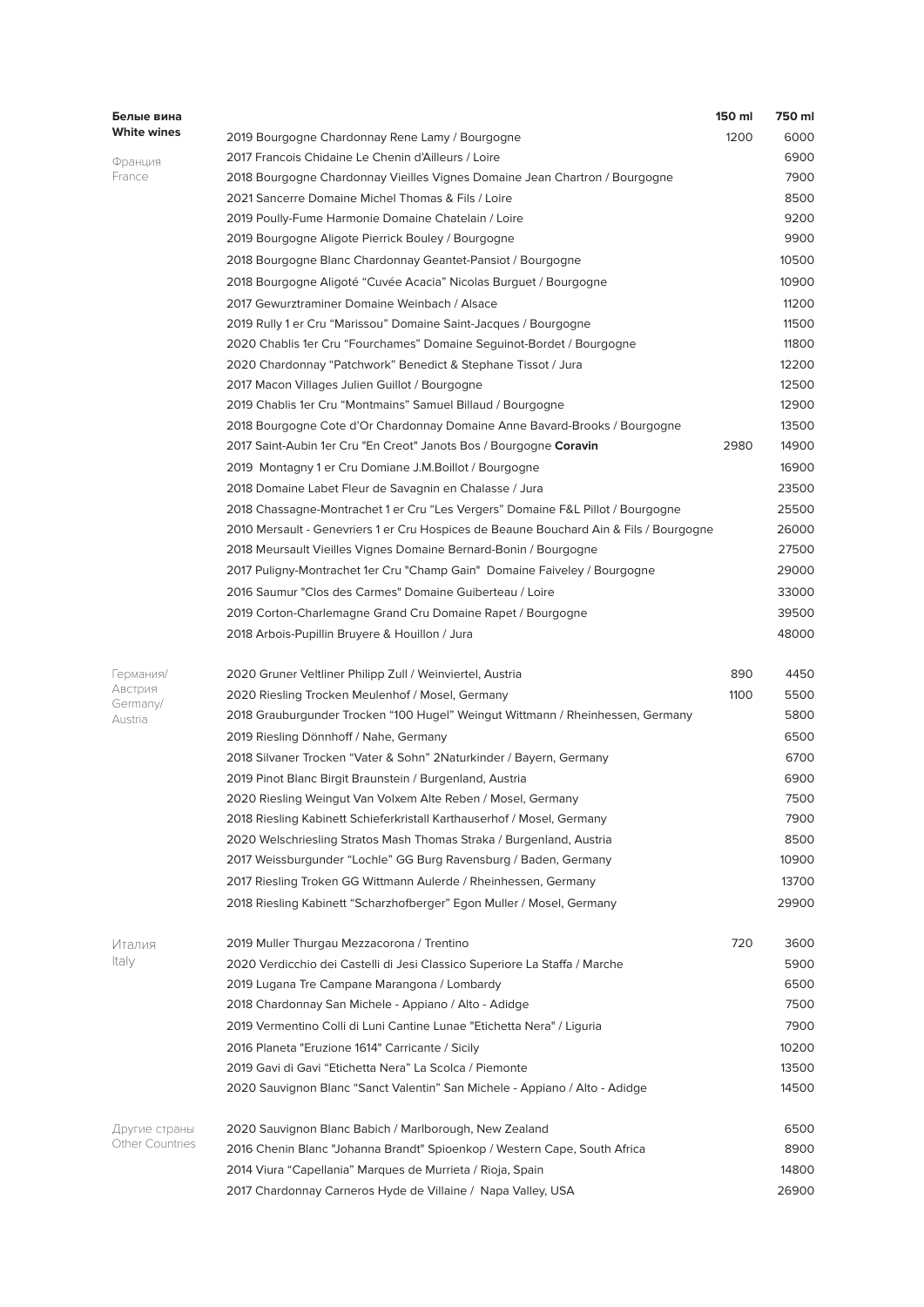## Белые вина / White wines

| | | 150 ml | 750 ml |
|---|---|---|---|
| Франция / France | 2019 Bourgogne Chardonnay Rene Lamy / Bourgogne | 1200 | 6000 |
| | 2017 Francois Chidaine Le Chenin d'Ailleurs / Loire | | 6900 |
| | 2018 Bourgogne Chardonnay Vieilles Vignes Domaine Jean Chartron / Bourgogne | | 7900 |
| | 2021 Sancerre Domaine Michel Thomas & Fils / Loire | | 8500 |
| | 2019 Poully-Fume Harmonie Domaine Chatelain / Loire | | 9200 |
| | 2019 Bourgogne Aligote Pierrick Bouley / Bourgogne | | 9900 |
| | 2018 Bourgogne Blanc Chardonnay Geantet-Pansiot / Bourgogne | | 10500 |
| | 2018 Bourgogne Aligoté "Cuvée Acacia" Nicolas Burguet / Bourgogne | | 10900 |
| | 2017 Gewurztraminer Domaine Weinbach / Alsace | | 11200 |
| | 2019 Rully 1 er Cru "Marissou" Domaine Saint-Jacques / Bourgogne | | 11500 |
| | 2020 Chablis 1er Cru "Fourchames" Domaine Seguinot-Bordet / Bourgogne | | 11800 |
| | 2020 Chardonnay "Patchwork" Benedict & Stephane Tissot / Jura | | 12200 |
| | 2017 Macon Villages Julien Guillot / Bourgogne | | 12500 |
| | 2019 Chablis 1er Cru "Montmains" Samuel Billaud / Bourgogne | | 12900 |
| | 2018 Bourgogne Cote d'Or Chardonnay Domaine Anne Bavard-Brooks / Bourgogne | | 13500 |
| | 2017 Saint-Aubin 1er Cru "En Creot" Janots Bos / Bourgogne **Coravin** | 2980 | 14900 |
| | 2019 Montagny 1 er Cru Domiane J.M.Boillot / Bourgogne | | 16900 |
| | 2018 Domaine Labet Fleur de Savagnin en Chalasse / Jura | | 23500 |
| | 2018 Chassagne-Montrachet 1 er Cru "Les Vergers" Domaine F&L Pillot / Bourgogne | | 25500 |
| | 2010 Mersault - Genevriers 1 er Cru Hospices de Beaune Bouchard Ain & Fils / Bourgogne | | 26000 |
| | 2018 Meursault Vieilles Vignes Domaine Bernard-Bonin / Bourgogne | | 27500 |
| | 2017 Puligny-Montrachet 1er Cru "Champ Gain" Domaine Faiveley / Bourgogne | | 29000 |
| | 2016 Saumur "Clos des Carmes" Domaine Guiberteau / Loire | | 33000 |
| | 2019 Corton-Charlemagne Grand Cru Domaine Rapet / Bourgogne | | 39500 |
| | 2018 Arbois-Pupillin Bruyere & Houillon / Jura | | 48000 |
| Германия/ Австрия / Germany/ Austria | 2020 Gruner Veltliner Philipp Zull / Weinviertel, Austria | 890 | 4450 |
| | 2020 Riesling Trocken Meulenhof / Mosel, Germany | 1100 | 5500 |
| | 2018 Grauburgunder Trocken "100 Hugel" Weingut Wittmann / Rheinhessen, Germany | | 5800 |
| | 2019 Riesling Dönnhoff / Nahe, Germany | | 6500 |
| | 2018 Silvaner Trocken "Vater & Sohn" 2Naturkinder / Bayern, Germany | | 6700 |
| | 2019 Pinot Blanc Birgit Braunstein / Burgenland, Austria | | 6900 |
| | 2020 Riesling Weingut Van Volxem Alte Reben / Mosel, Germany | | 7500 |
| | 2018 Riesling Kabinett Schieferkristall Karthauserhof / Mosel, Germany | | 7900 |
| | 2020 Welschriesling Stratos Mash Thomas Straka / Burgenland, Austria | | 8500 |
| | 2017 Weissburgunder "Lochle" GG Burg Ravensburg / Baden, Germany | | 10900 |
| | 2017 Riesling Troken GG Wittmann Aulerde / Rheinhessen, Germany | | 13700 |
| | 2018 Riesling Kabinett "Scharzhofberger" Egon Muller / Mosel, Germany | | 29900 |
| Италия / Italy | 2019 Muller Thurgau Mezzacorona / Trentino | 720 | 3600 |
| | 2020 Verdicchio dei Castelli di Jesi Classico Superiore La Staffa / Marche | | 5900 |
| | 2019 Lugana Tre Campane Marangona / Lombardy | | 6500 |
| | 2018 Chardonnay San Michele - Appiano / Alto - Adidge | | 7500 |
| | 2019 Vermentino Colli di Luni Cantine Lunae "Etichetta Nera" / Liguria | | 7900 |
| | 2016 Planeta "Eruzione 1614" Carricante / Sicily | | 10200 |
| | 2019 Gavi di Gavi "Etichetta Nera" La Scolca / Piemonte | | 13500 |
| | 2020 Sauvignon Blanc "Sanct Valentin" San Michele - Appiano / Alto - Adidge | | 14500 |
| Другие страны / Other Countries | 2020 Sauvignon Blanc Babich / Marlborough, New Zealand | | 6500 |
| | 2016 Chenin Blanc "Johanna Brandt" Spioenkop / Western Cape, South Africa | | 8900 |
| | 2014 Viura "Capellania" Marques de Murrieta / Rioja, Spain | | 14800 |
| | 2017 Chardonnay Carneros Hyde de Villaine / Napa Valley, USA | | 26900 |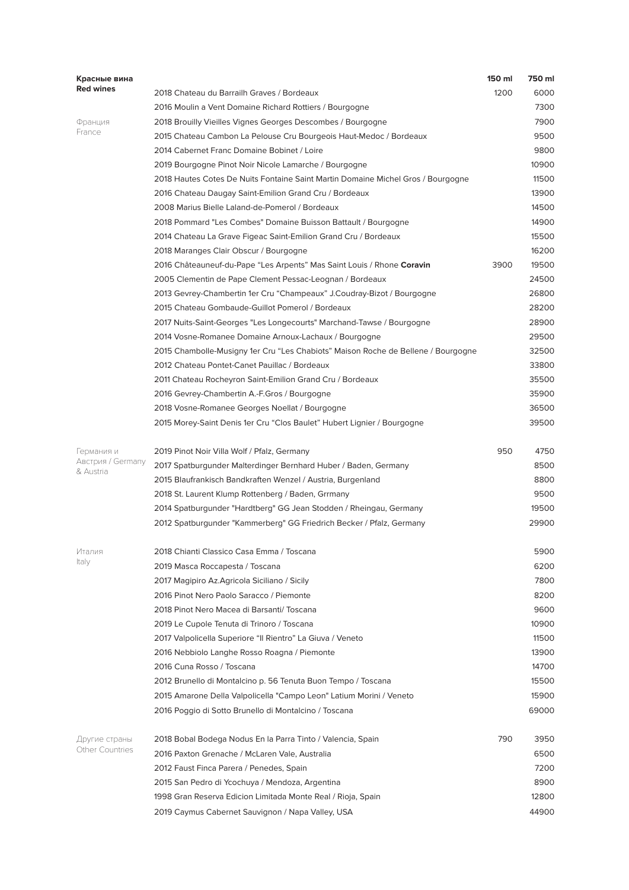| Красные вина<br>**Red wines** | | 150 ml | 750 ml |
|---|---|---|---|
| Франция<br>France | 2018 Chateau du Barrailh Graves / Bordeaux | 1200 | 6000 |
| | 2016 Moulin a Vent Domaine Richard Rottiers / Bourgogne | | 7300 |
| | 2018 Brouilly Vieilles Vignes Georges Descombes / Bourgogne | | 7900 |
| | 2015 Chateau Cambon La Pelouse Cru Bourgeois Haut-Medoc / Bordeaux | | 9500 |
| | 2014 Cabernet Franc Domaine Bobinet / Loire | | 9800 |
| | 2019 Bourgogne Pinot Noir Nicole Lamarche / Bourgogne | | 10900 |
| | 2018 Hautes Cotes De Nuits Fontaine Saint Martin Domaine Michel Gros / Bourgogne | | 11500 |
| | 2016 Chateau Daugay Saint-Emilion Grand Cru / Bordeaux | | 13900 |
| | 2008 Marius Bielle Laland-de-Pomerol / Bordeaux | | 14500 |
| | 2018 Pommard "Les Combes" Domaine Buisson Battault / Bourgogne | | 14900 |
| | 2014 Chateau La Grave Figeac Saint-Emilion Grand Cru / Bordeaux | | 15500 |
| | 2018 Maranges Clair Obscur / Bourgogne | | 16200 |
| | 2016 Châteauneuf-du-Pape "Les Arpents" Mas Saint Louis / Rhone **Coravin** | 3900 | 19500 |
| | 2005 Clementin de Pape Clement Pessac-Leognan / Bordeaux | | 24500 |
| | 2013 Gevrey-Chambertin 1er Cru "Champeaux" J.Coudray-Bizot / Bourgogne | | 26800 |
| | 2015 Chateau Gombaude-Guillot Pomerol / Bordeaux | | 28200 |
| | 2017 Nuits-Saint-Georges "Les Longecourts" Marchand-Tawse / Bourgogne | | 28900 |
| | 2014 Vosne-Romanee Domaine Arnoux-Lachaux / Bourgogne | | 29500 |
| | 2015 Chambolle-Musigny 1er Cru "Les Chabiots" Maison Roche de Bellene / Bourgogne | | 32500 |
| | 2012 Chateau Pontet-Canet Pauillac / Bordeaux | | 33800 |
| | 2011 Chateau Rocheyron Saint-Emilion Grand Cru / Bordeaux | | 35500 |
| | 2016 Gevrey-Chambertin A.-F.Gros / Bourgogne | | 35900 |
| | 2018 Vosne-Romanee Georges Noellat / Bourgogne | | 36500 |
| | 2015 Morey-Saint Denis 1er Cru "Clos Baulet" Hubert Lignier / Bourgogne | | 39500 |
| Германия и Австрия / Germany & Austria | 2019 Pinot Noir Villa Wolf / Pfalz, Germany | 950 | 4750 |
| | 2017 Spatburgunder Malterdinger Bernhard Huber / Baden, Germany | | 8500 |
| | 2015 Blaufrankisch Bandkraften Wenzel / Austria, Burgenland | | 8800 |
| | 2018 St. Laurent Klump Rottenberg / Baden, Grrmany | | 9500 |
| | 2014 Spatburgunder "Hardtberg" GG Jean Stodden / Rheingau, Germany | | 19500 |
| | 2012 Spatburgunder "Kammerberg" GG Friedrich Becker / Pfalz, Germany | | 29900 |
| Италия<br>Italy | 2018 Chianti Classico Casa Emma / Toscana | | 5900 |
| | 2019 Masca Roccapesta / Toscana | | 6200 |
| | 2017 Magipiro Az.Agricola Siciliano / Sicily | | 7800 |
| | 2016 Pinot Nero Paolo Saracco / Piemonte | | 8200 |
| | 2018 Pinot Nero Macea di Barsanti/ Toscana | | 9600 |
| | 2019 Le Cupole Tenuta di Trinoro / Toscana | | 10900 |
| | 2017 Valpolicella Superiore "Il Rientro" La Giuva / Veneto | | 11500 |
| | 2016 Nebbiolo Langhe Rosso Roagna / Piemonte | | 13900 |
| | 2016 Cuna Rosso / Toscana | | 14700 |
| | 2012 Brunello di Montalcino p. 56 Tenuta Buon Tempo / Toscana | | 15500 |
| | 2015 Amarone Della Valpolicella "Campo Leon" Latium Morini / Veneto | | 15900 |
| | 2016 Poggio di Sotto Brunello di Montalcino / Toscana | | 69000 |
| Другие страны<br>Other Countries | 2018 Bobal Bodega Nodus En la Parra Tinto / Valencia, Spain | 790 | 3950 |
| | 2016 Paxton Grenache / McLaren Vale, Australia | | 6500 |
| | 2012 Faust Finca Parera / Penedes, Spain | | 7200 |
| | 2015 San Pedro di Ycochuya / Mendoza, Argentina | | 8900 |
| | 1998 Gran Reserva Edicion Limitada Monte Real / Rioja, Spain | | 12800 |
| | 2019 Caymus Cabernet Sauvignon / Napa Valley, USA | | 44900 |